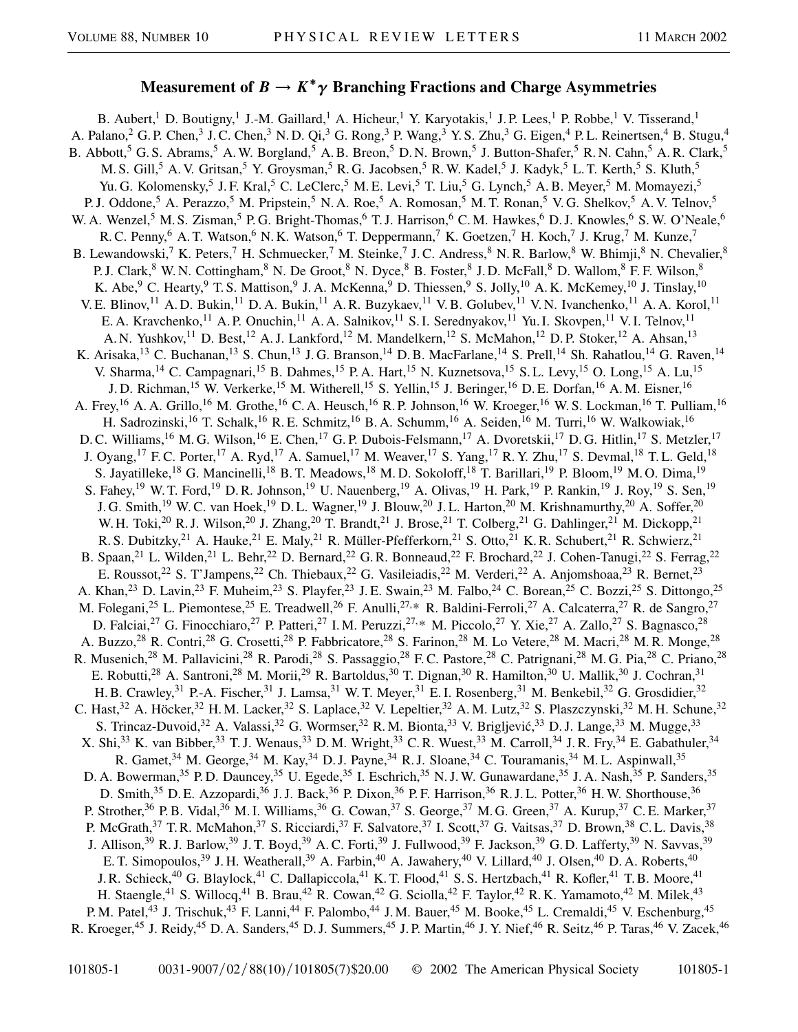# Measurement of $B \to K^* \gamma$ Branching Fractions and Charge Asymmetries

B. Aubert,[1] D. Boutigny,[1] J.-M. Gaillard,[1] A. Hicheur,[1] Y. Karyotakis,[1] J. P. Lees,[1] P. Robbe,[1] V. Tisserand,[1] A. Palano,[2] G. P. Chen,[3] J. C. Chen,[3] N. D. Qi,[3] G. Rong,[3] P. Wang,[3] Y. S. Zhu,[3] G. Eigen,[4] P. L. Reinertsen,[4] B. Stugu,[4] B. Abbott,[5] G. S. Abrams,[5] A. W. Borgland,[5] A. B. Breon,[5] D. N. Brown,[5] J. Button-Shafer,[5] R. N. Cahn,[5] A. R. Clark,[5] M. S. Gill,[5] A. V. Gritsan,[5] Y. Groysman,[5] R. G. Jacobsen,[5] R. W. Kadel,[5] J. Kadyk,[5] L. T. Kerth,[5] S. Kluth,[5] Yu. G. Kolomensky,[5] J. F. Kral,[5] C. LeClerc,[5] M. E. Levi,[5] T. Liu,[5] G. Lynch,[5] A. B. Meyer,[5] M. Momayezi,[5] P. J. Oddone,[5] A. Perazzo,[5] M. Pripstein,[5] N. A. Roe,[5] A. Romosan,[5] M. T. Ronan,[5] V. G. Shelkov,[5] A. V. Telnov,[5] W. A. Wenzel,[5] M. S. Zisman,[5] P. G. Bright-Thomas,[6] T. J. Harrison,[6] C. M. Hawkes,[6] D. J. Knowles,[6] S. W. O'Neale,[6] R. C. Penny,[6] A. T. Watson,[6] N. K. Watson,[6] T. Deppermann,[7] K. Goetzen,[7] H. Koch,[7] J. Krug,[7] M. Kunze,[7] B. Lewandowski,[7] K. Peters,[7] H. Schmuecker,[7] M. Steinke,[7] J. C. Andress,[8] N. R. Barlow,[8] W. Bhimji,[8] N. Chevalier,[8] P. J. Clark,[8] W. N. Cottingham,[8] N. De Groot,[8] N. Dyce,[8] B. Foster,[8] J. D. McFall,[8] D. Wallom,[8] F. F. Wilson,[8] K. Abe,[9] C. Hearty,[9] T. S. Mattison,[9] J. A. McKenna,[9] D. Thiessen,[9] S. Jolly,[10] A. K. McKemey,[10] J. Tinslay,[10] V. E. Blinov,[11] A. D. Bukin,[11] D. A. Bukin,[11] A. R. Buzykaev,[11] V. B. Golubev,[11] V. N. Ivanchenko,[11] A. A. Korol,[11] E. A. Kravchenko,[11] A. P. Onuchin,[11] A. A. Salnikov,[11] S. I. Serednyakov,[11] Yu. I. Skovpen,[11] V. I. Telnov,[11] A. N. Yushkov,[11] D. Best,[12] A. J. Lankford,[12] M. Mandelkern,[12] S. McMahon,[12] D. P. Stoker,[12] A. Ahsan,[13] K. Arisaka,[13] C. Buchanan,[13] S. Chun,[13] J. G. Branson,[14] D. B. MacFarlane,[14] S. Prell,[14] Sh. Rahatlou,[14] G. Raven,[14] V. Sharma,[14] C. Campagnari,[15] B. Dahmes,[15] P. A. Hart,[15] N. Kuznetsova,[15] S. L. Levy,[15] O. Long,[15] A. Lu,[15] J. D. Richman,[15] W. Verkerke,[15] M. Witherell,[15] S. Yellin,[15] J. Beringer,[16] D. E. Dorfan,[16] A. M. Eisner,[16] A. Frey,[16] A. A. Grillo,[16] M. Grothe,[16] C. A. Heusch,[16] R. P. Johnson,[16] W. Kroeger,[16] W. S. Lockman,[16] T. Pulliam,[16] H. Sadrozinski,[16] T. Schalk,[16] R. E. Schmitz,[16] B. A. Schumm,[16] A. Seiden,[16] M. Turri,[16] W. Walkowiak,[16] D. C. Williams,[16] M. G. Wilson,[16] E. Chen,[17] G. P. Dubois-Felsmann,[17] A. Dvoretskii,[17] D. G. Hitlin,[17] S. Metzler,[17] J. Oyang,[17] F. C. Porter,[17] A. Ryd,[17] A. Samuel,[17] M. Weaver,[17] S. Yang,[17] R. Y. Zhu,[17] S. Devmal,[18] T. L. Geld,[18] S. Jayatilleke,[18] G. Mancinelli,[18] B. T. Meadows,[18] M. D. Sokoloff,[18] T. Barillari,[19] P. Bloom,[19] M. O. Dima,[19] S. Fahey,[19] W. T. Ford,[19] D. R. Johnson,[19] U. Nauenberg,[19] A. Olivas,[19] H. Park,[19] P. Rankin,[19] J. Roy,[19] S. Sen,[19] J. G. Smith,[19] W. C. van Hoek,[19] D. L. Wagner,[19] J. Blouw,[20] J. L. Harton,[20] M. Krishnamurthy,[20] A. Soffer,[20] W. H. Toki,[20] R. J. Wilson,[20] J. Zhang,[20] T. Brandt,[21] J. Brose,[21] T. Colberg,[21] G. Dahlinger,[21] M. Dickopp,[21] R. S. Dubitzky,[21] A. Hauke,[21] E. Maly,[21] R. Müller-Pfefferkorn,[21] S. Otto,[21] K. R. Schubert,[21] R. Schwierz,[21] B. Spaan,[21] L. Wilden,[21] L. Behr,[22] D. Bernard,[22] G. R. Bonneaud,[22] F. Brochard,[22] J. Cohen-Tanugi,[22] S. Ferrag,[22] E. Roussot,[22] S. T'Jampens,[22] Ch. Thiebaux,[22] G. Vasileiadis,[22] M. Verderi,[22] A. Anjomshoaa,[23] R. Bernet,[23] A. Khan,[23] D. Lavin,[23] F. Muheim,[23] S. Playfer,[23] J. E. Swain,[23] M. Falbo,[24] C. Borean,[25] C. Bozzi,[25] S. Dittongo,[25] M. Folegani,[25] L. Piemontese,[25] E. Treadwell,[26] F. Anulli,[27,*] R. Baldini-Ferroli,[27] A. Calcaterra,[27] R. de Sangro,[27] D. Falciai,[27] G. Finocchiaro,[27] P. Patteri,[27] I. M. Peruzzi,[27,*] M. Piccolo,[27] Y. Xie,[27] A. Zallo,[27] S. Bagnasco,[28] A. Buzzo,[28] R. Contri,[28] G. Crosetti,[28] P. Fabbricatore,[28] S. Farinon,[28] M. Lo Vetere,[28] M. Macri,[28] M. R. Monge,[28] R. Musenich,[28] M. Pallavicini,[28] R. Parodi,[28] S. Passaggio,[28] F. C. Pastore,[28] C. Patrignani,[28] M. G. Pia,[28] C. Priano,[28] E. Robutti,[28] A. Santroni,[28] M. Morii,[29] R. Bartoldus,[30] T. Dignan,[30] R. Hamilton,[30] U. Mallik,[30] J. Cochran,[31] H. B. Crawley,[31] P.-A. Fischer,[31] J. Lamsa,[31] W. T. Meyer,[31] E. I. Rosenberg,[31] M. Benkebil,[32] G. Grosdidier,[32] C. Hast,[32] A. Höcker,[32] H. M. Lacker,[32] S. Laplace,[32] V. Lepeltier,[32] A. M. Lutz,[32] S. Plaszczynski,[32] M. H. Schune,[32] S. Trincaz-Duvoid,[32] A. Valassi,[32] G. Wormser,[32] R. M. Bionta,[33] V. Brigljević,[33] D. J. Lange,[33] M. Mugge,[33] X. Shi,[33] K. van Bibber,[33] T. J. Wenaus,[33] D. M. Wright,[33] C. R. Wuest,[33] M. Carroll,[34] J. R. Fry,[34] E. Gabathuler,[34] R. Gamet,[34] M. George,[34] M. Kay,[34] D. J. Payne,[34] R. J. Sloane,[34] C. Touramanis,[34] M. L. Aspinwall,[35] D. A. Bowerman,[35] P. D. Dauncey,[35] U. Egede,[35] I. Eschrich,[35] N. J. W. Gunawardane,[35] J. A. Nash,[35] P. Sanders,[35] D. Smith,[35] D. E. Azzopardi,[36] J. J. Back,[36] P. Dixon,[36] P. F. Harrison,[36] R. J. L. Potter,[36] H. W. Shorthouse,[36] P. Strother,[36] P. B. Vidal,[36] M. I. Williams,[36] G. Cowan,[37] S. George,[37] M. G. Green,[37] A. Kurup,[37] C. E. Marker,[37] P. McGrath,[37] T. R. McMahon,[37] S. Ricciardi,[37] F. Salvatore,[37] I. Scott,[37] G. Vaitsas,[37] D. Brown,[38] C. L. Davis,[38] J. Allison,[39] R. J. Barlow,[39] J. T. Boyd,[39] A. C. Forti,[39] J. Fullwood,[39] F. Jackson,[39] G. D. Lafferty,[39] N. Savvas,[39] E. T. Simopoulos,[39] J. H. Weatherall,[39] A. Farbin,[40] A. Jawahery,[40] V. Lillard,[40] J. Olsen,[40] D. A. Roberts,[40] J. R. Schieck,[40] G. Blaylock,[41] C. Dallapiccola,[41] K. T. Flood,[41] S. S. Hertzbach,[41] R. Kofler,[41] T. B. Moore,[41] H. Staengle,[41] S. Willocq,[41] B. Brau,[42] R. Cowan,[42] G. Sciolla,[42] F. Taylor,[42] R. K. Yamamoto,[42] M. Milek,[43] P. M. Patel,[43] J. Trischuk,[43] F. Lanni,[44] F. Palombo,[44] J. M. Bauer,[45] M. Booke,[45] L. Cremaldi,[45] V. Eschenburg,[45] R. Kroeger,[45] J. Reidy,[45] D. A. Sanders,[45] D. J. Summers,[45] J. P. Martin,[46] J. Y. Nief,[46] R. Seitz,[46] P. Taras,[46] V. Zacek,[46]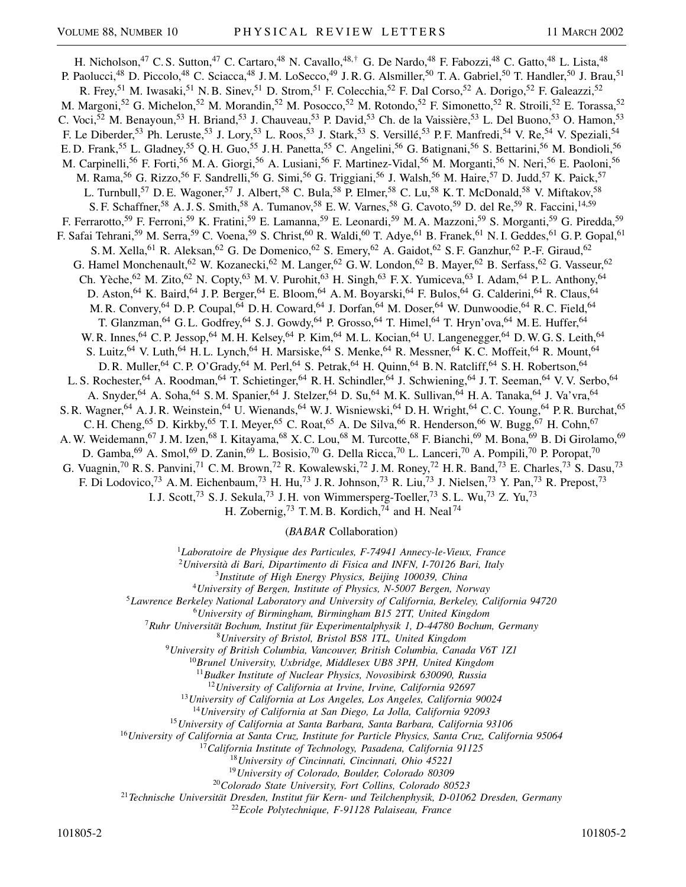H. Nicholson,[47] C. S. Sutton,[47] C. Cartaro,[48] N. Cavallo,[48,†] G. De Nardo,[48] F. Fabozzi,[48] C. Gatto,[48] L. Lista,[48] P. Paolucci,[48] D. Piccolo,[48] C. Sciacca,[48] J. M. LoSecco,[49] J. R. G. Alsmiller,[50] T. A. Gabriel,[50] T. Handler,[50] J. Brau,[51] R. Frey,[51] M. Iwasaki,[51] N. B. Sinev,[51] D. Strom,[51] F. Colecchia,[52] F. Dal Corso,[52] A. Dorigo,[52] F. Galeazzi,[52] M. Margoni,[52] G. Michelon,[52] M. Morandin,[52] M. Posocco,[52] M. Rotondo,[52] F. Simonetto,[52] R. Stroili,[52] E. Torassa,[52] C. Voci,[52] M. Benayoun,[53] H. Briand,[53] J. Chauveau,[53] P. David,[53] Ch. de la Vaissière,[53] L. Del Buono,[53] O. Hamon,[53] F. Le Diberder,[53] Ph. Leruste,[53] J. Lory,[53] L. Roos,[53] J. Stark,[53] S. Versillé,[53] P. F. Manfredi,[54] V. Re,[54] V. Speziali,[54] E. D. Frank,[55] L. Gladney,[55] Q. H. Guo,[55] J. H. Panetta,[55] C. Angelini,[56] G. Batignani,[56] S. Bettarini,[56] M. Bondioli,[56] M. Carpinelli,[56] F. Forti,[56] M. A. Giorgi,[56] A. Lusiani,[56] F. Martinez-Vidal,[56] M. Morganti,[56] N. Neri,[56] E. Paoloni,[56] M. Rama,[56] G. Rizzo,[56] F. Sandrelli,[56] G. Simi,[56] G. Triggiani,[56] J. Walsh,[56] M. Haire,[57] D. Judd,[57] K. Paick,[57] L. Turnbull,[57] D. E. Wagoner,[57] J. Albert,[58] C. Bula,[58] P. Elmer,[58] C. Lu,[58] K. T. McDonald,[58] V. Miftakov,[58] S. F. Schaffner,[58] A. J. S. Smith,[58] A. Tumanov,[58] E. W. Varnes,[58] G. Cavoto,[59] D. del Re,[59] R. Faccini,[14,59] F. Ferrarotto,[59] F. Ferroni,[59] K. Fratini,[59] E. Lamanna,[59] E. Leonardi,[59] M. A. Mazzoni,[59] S. Morganti,[59] G. Piredda,[59] F. Safai Tehrani,[59] M. Serra,[59] C. Voena,[59] S. Christ,[60] R. Waldi,[60] T. Adye,[61] B. Franek,[61] N. I. Geddes,[61] G. P. Gopal,[61] S. M. Xella,[61] R. Aleksan,[62] G. De Domenico,[62] S. Emery,[62] A. Gaidot,[62] S. F. Ganzhur,[62] P.-F. Giraud,[62] G. Hamel Monchenault,[62] W. Kozanecki,[62] M. Langer,[62] G. W. London,[62] B. Mayer,[62] B. Serfass,[62] G. Vasseur,[62] Ch. Yèche,[62] M. Zito,[62] N. Copty,[63] M. V. Purohit,[63] H. Singh,[63] F. X. Yumiceva,[63] I. Adam,[64] P. L. Anthony,[64] D. Aston,[64] K. Baird,[64] J. P. Berger,[64] E. Bloom,[64] A. M. Boyarski,[64] F. Bulos,[64] G. Calderini,[64] R. Claus,[64] M. R. Convery,[64] D. P. Coupal,[64] D. H. Coward,[64] J. Dorfan,[64] M. Doser,[64] W. Dunwoodie,[64] R. C. Field,[64] T. Glanzman,[64] G. L. Godfrey,[64] S. J. Gowdy,[64] P. Grosso,[64] T. Himel,[64] T. Hryn'ova,[64] M. E. Huffer,[64] W. R. Innes,[64] C. P. Jessop,[64] M. H. Kelsey,[64] P. Kim,[64] M. L. Kocian,[64] U. Langenegger,[64] D. W. G. S. Leith,[64] S. Luitz,[64] V. Luth,[64] H. L. Lynch,[64] H. Marsiske,[64] S. Menke,[64] R. Messner,[64] K. C. Moffeit,[64] R. Mount,[64] D. R. Muller,[64] C. P. O'Grady,[64] M. Perl,[64] S. Petrak,[64] H. Quinn,[64] B. N. Ratcliff,[64] S. H. Robertson,[64] L. S. Rochester,[64] A. Roodman,[64] T. Schietinger,[64] R. H. Schindler,[64] J. Schwiening,[64] J. T. Seeman,[64] V. V. Serbo,[64] A. Snyder,[64] A. Soha,[64] S. M. Spanier,[64] J. Stelzer,[64] D. Su,[64] M. K. Sullivan,[64] H. A. Tanaka,[64] J. Va'vra,[64] S. R. Wagner,[64] A. J. R. Weinstein,[64] U. Wienands,[64] W. J. Wisniewski,[64] D. H. Wright,[64] C. C. Young,[64] P. R. Burchat,[65] C. H. Cheng,[65] D. Kirkby,[65] T. I. Meyer,[65] C. Roat,[65] A. De Silva,[66] R. Henderson,[66] W. Bugg,[67] H. Cohn,[67] A. W. Weidemann,[67] J. M. Izen,[68] I. Kitayama,[68] X. C. Lou,[68] M. Turcotte,[68] F. Bianchi,[69] M. Bona,[69] B. Di Girolamo,[69] D. Gamba,[69] A. Smol,[69] D. Zanin,[69] L. Bosisio,[70] G. Della Ricca,[70] L. Lanceri,[70] A. Pompili,[70] P. Poropat,[70] G. Vuagnin,[70] R. S. Panvini,[71] C. M. Brown,[72] R. Kowalewski,[72] J. M. Roney,[72] H. R. Band,[73] E. Charles,[73] S. Dasu,[73] F. Di Lodovico,[73] A. M. Eichenbaum,[73] H. Hu,[73] J. R. Johnson,[73] R. Liu,[73] J. Nielsen,[73] Y. Pan,[73] R. Prepost,[73] I. J. Scott,[73] S. J. Sekula,[73] J. H. von Wimmersperg-Toeller,[73] S. L. Wu,[73] Z. Yu,[73] H. Zobernig,[73] T. M. B. Kordich,[74] and H. Neal[74]

(*BABAR* Collaboration)

[1]*Laboratoire de Physique des Particules, F-74941 Annecy-le-Vieux, France*
[2]*Università di Bari, Dipartimento di Fisica and INFN, I-70126 Bari, Italy*
[3]*Institute of High Energy Physics, Beijing 100039, China*
[4]*University of Bergen, Institute of Physics, N-5007 Bergen, Norway*
[5]*Lawrence Berkeley National Laboratory and University of California, Berkeley, California 94720*
[6]*University of Birmingham, Birmingham B15 2TT, United Kingdom*
[7]*Ruhr Universität Bochum, Institut für Experimentalphysik 1, D-44780 Bochum, Germany*
[8]*University of Bristol, Bristol BS8 1TL, United Kingdom*
[9]*University of British Columbia, Vancouver, British Columbia, Canada V6T 1Z1*
[10]*Brunel University, Uxbridge, Middlesex UB8 3PH, United Kingdom*
[11]*Budker Institute of Nuclear Physics, Novosibirsk 630090, Russia*
[12]*University of California at Irvine, Irvine, California 92697*
[13]*University of California at Los Angeles, Los Angeles, California 90024*
[14]*University of California at San Diego, La Jolla, California 92093*
[15]*University of California at Santa Barbara, Santa Barbara, California 93106*
[16]*University of California at Santa Cruz, Institute for Particle Physics, Santa Cruz, California 95064*
[17]*California Institute of Technology, Pasadena, California 91125*
[18]*University of Cincinnati, Cincinnati, Ohio 45221*
[19]*University of Colorado, Boulder, Colorado 80309*
[20]*Colorado State University, Fort Collins, Colorado 80523*
[21]*Technische Universität Dresden, Institut für Kern- und Teilchenphysik, D-01062 Dresden, Germany*
[22]*Ecole Polytechnique, F-91128 Palaiseau, France*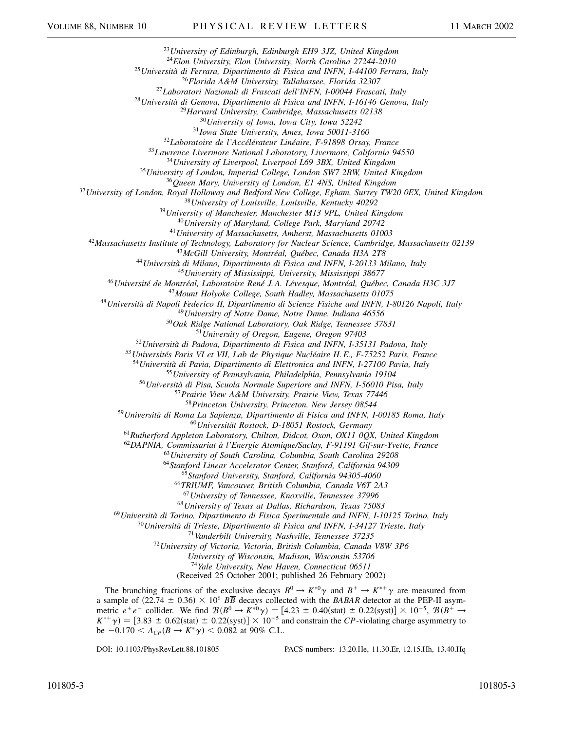[23]University of Edinburgh, Edinburgh EH9 3JZ, United Kingdom
[24]Elon University, Elon University, North Carolina 27244-2010
[25]Università di Ferrara, Dipartimento di Fisica and INFN, I-44100 Ferrara, Italy
[26]Florida A&M University, Tallahassee, Florida 32307
[27]Laboratori Nazionali di Frascati dell'INFN, I-00044 Frascati, Italy
[28]Università di Genova, Dipartimento di Fisica and INFN, I-16146 Genova, Italy
[29]Harvard University, Cambridge, Massachusetts 02138
[30]University of Iowa, Iowa City, Iowa 52242
[31]Iowa State University, Ames, Iowa 50011-3160
[32]Laboratoire de l'Accélérateur Linéaire, F-91898 Orsay, France
[33]Lawrence Livermore National Laboratory, Livermore, California 94550
[34]University of Liverpool, Liverpool L69 3BX, United Kingdom
[35]University of London, Imperial College, London SW7 2BW, United Kingdom
[36]Queen Mary, University of London, E1 4NS, United Kingdom
[37]University of London, Royal Holloway and Bedford New College, Egham, Surrey TW20 0EX, United Kingdom
[38]University of Louisville, Louisville, Kentucky 40292
[39]University of Manchester, Manchester M13 9PL, United Kingdom
[40]University of Maryland, College Park, Maryland 20742
[41]University of Massachusetts, Amherst, Massachusetts 01003
[42]Massachusetts Institute of Technology, Laboratory for Nuclear Science, Cambridge, Massachusetts 02139
[43]McGill University, Montréal, Québec, Canada H3A 2T8
[44]Università di Milano, Dipartimento di Fisica and INFN, I-20133 Milano, Italy
[45]University of Mississippi, University, Mississippi 38677
[46]Université de Montréal, Laboratoire René J. A. Lévesque, Montréal, Québec, Canada H3C 3J7
[47]Mount Holyoke College, South Hadley, Massachusetts 01075
[48]Università di Napoli Federico II, Dipartimento di Scienze Fisiche and INFN, I-80126 Napoli, Italy
[49]University of Notre Dame, Notre Dame, Indiana 46556
[50]Oak Ridge National Laboratory, Oak Ridge, Tennessee 37831
[51]University of Oregon, Eugene, Oregon 97403
[52]Università di Padova, Dipartimento di Fisica and INFN, I-35131 Padova, Italy
[53]Universités Paris VI et VII, Lab de Physique Nucléaire H. E., F-75252 Paris, France
[54]Università di Pavia, Dipartimento di Elettronica and INFN, I-27100 Pavia, Italy
[55]University of Pennsylvania, Philadelphia, Pennsylvania 19104
[56]Università di Pisa, Scuola Normale Superiore and INFN, I-56010 Pisa, Italy
[57]Prairie View A&M University, Prairie View, Texas 77446
[58]Princeton University, Princeton, New Jersey 08544
[59]Università di Roma La Sapienza, Dipartimento di Fisica and INFN, I-00185 Roma, Italy
[60]Universität Rostock, D-18051 Rostock, Germany
[61]Rutherford Appleton Laboratory, Chilton, Didcot, Oxon, OX11 0QX, United Kingdom
[62]DAPNIA, Commissariat à l'Energie Atomique/Saclay, F-91191 Gif-sur-Yvette, France
[63]University of South Carolina, Columbia, South Carolina 29208
[64]Stanford Linear Accelerator Center, Stanford, California 94309
[65]Stanford University, Stanford, California 94305-4060
[66]TRIUMF, Vancouver, British Columbia, Canada V6T 2A3
[67]University of Tennessee, Knoxville, Tennessee 37996
[68]University of Texas at Dallas, Richardson, Texas 75083
[69]Università di Torino, Dipartimento di Fisica Sperimentale and INFN, I-10125 Torino, Italy
[70]Università di Trieste, Dipartimento di Fisica and INFN, I-34127 Trieste, Italy
[71]Vanderbilt University, Nashville, Tennessee 37235
[72]University of Victoria, Victoria, British Columbia, Canada V8W 3P6
University of Wisconsin, Madison, Wisconsin 53706
[74]Yale University, New Haven, Connecticut 06511
(Received 25 October 2001; published 26 February 2002)

The branching fractions of the exclusive decays $B^0 \to K^{*0}\gamma$ and $B^+ \to K^{*+}\gamma$ are measured from a sample of $(22.74 \pm 0.36) \times 10^6$ $B\overline{B}$ decays collected with the *BABAR* detector at the PEP-II asymmetric $e^+e^-$ collider. We find $\mathcal{B}(B^0 \to K^{*0}\gamma) = [4.23 \pm 0.40(\text{stat}) \pm 0.22(\text{syst})] \times 10^{-5}$, $\mathcal{B}(B^+ \to K^{*+}\gamma) = [3.83 \pm 0.62(\text{stat}) \pm 0.22(\text{syst})] \times 10^{-5}$ and constrain the $CP$-violating charge asymmetry to be $-0.170 < A_{CP}(B \to K^*\gamma) < 0.082$ at 90% C.L.

DOI: 10.1103/PhysRevLett.88.101805 PACS numbers: 13.20.He, 11.30.Er, 12.15.Hh, 13.40.Hq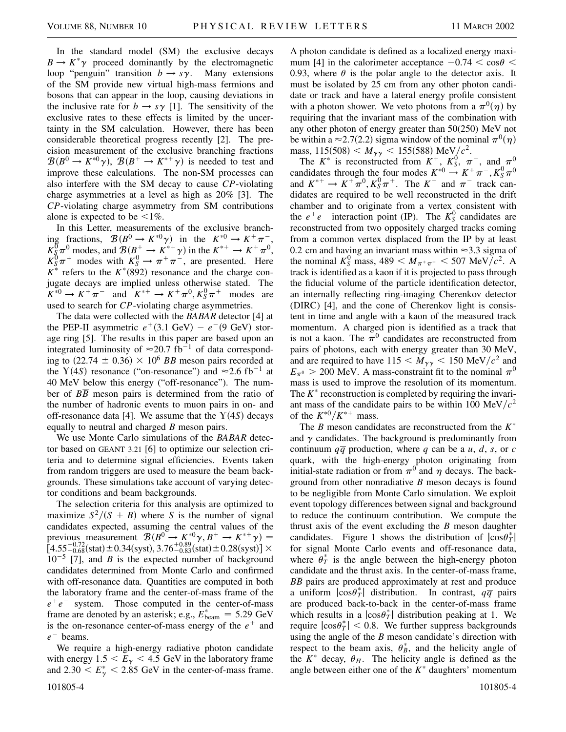In the standard model (SM) the exclusive decays $B \to K^*\gamma$ proceed dominantly by the electromagnetic loop "penguin" transition $b \to s\gamma$. Many extensions of the SM provide new virtual high-mass fermions and bosons that can appear in the loop, causing deviations in the inclusive rate for $b \to s\gamma$ [1]. The sensitivity of the exclusive rates to these effects is limited by the uncertainty in the SM calculation. However, there has been considerable theoretical progress recently [2]. The precision measurement of the exclusive branching fractions $\mathcal{B}(B^0 \to K^{*0}\gamma)$, $\mathcal{B}(B^+ \to K^{*+}\gamma)$ is needed to test and improve these calculations. The non-SM processes can also interfere with the SM decay to cause $CP$-violating charge asymmetries at a level as high as 20% [3]. The $CP$-violating charge asymmetry from SM contributions alone is expected to be <1%.

In this Letter, measurements of the exclusive branching fractions, $\mathcal{B}(B^0 \to K^{*0}\gamma)$ in the $K^{*0} \to K^+\pi^-$, $K_S^0\pi^0$ modes, and $\mathcal{B}(B^+ \to K^{*+}\gamma)$ in the $K^{*+} \to K^+\pi^0$, $K_S^0\pi^+$ modes with $K_S^0 \to \pi^+\pi^-$, are presented. Here $K^*$ refers to the $K^*(892)$ resonance and the charge conjugate decays are implied unless otherwise stated. The $K^{*0} \to K^+\pi^-$ and $K^{*+} \to K^+\pi^0, K_S^0\pi^+$ modes are used to search for $CP$-violating charge asymmetries.

The data were collected with the *BABAR* detector [4] at the PEP-II asymmetric $e^+(3.1\ \text{GeV}) - e^-(9\ \text{GeV})$ storage ring [5]. The results in this paper are based upon an integrated luminosity of $\approx 20.7\ \text{fb}^{-1}$ of data corresponding to $(22.74 \pm 0.36) \times 10^6$ $B\overline{B}$ meson pairs recorded at the $\Upsilon(4S)$ resonance ("on-resonance") and $\approx 2.6\ \text{fb}^{-1}$ at 40 MeV below this energy ("off-resonance"). The number of $B\overline{B}$ meson pairs is determined from the ratio of the number of hadronic events to muon pairs in on- and off-resonance data [4]. We assume that the $\Upsilon(4S)$ decays equally to neutral and charged $B$ meson pairs.

We use Monte Carlo simulations of the *BABAR* detector based on GEANT 3.21 [6] to optimize our selection criteria and to determine signal efficiencies. Events taken from random triggers are used to measure the beam backgrounds. These simulations take account of varying detector conditions and beam backgrounds.

The selection criteria for this analysis are optimized to maximize $S^2/(S + B)$ where $S$ is the number of signal candidates expected, assuming the central values of the previous measurement $\mathcal{B}(B^0 \to K^{*0}\gamma, B^+ \to K^{*+}\gamma) = [4.55^{+0.72}_{-0.68}(\text{stat}) \pm 0.34(\text{syst}), 3.76^{+0.89}_{-0.83}(\text{stat}) \pm 0.28(\text{syst})] \times 10^{-5}$ [7], and $B$ is the expected number of background candidates determined from Monte Carlo and confirmed with off-resonance data. Quantities are computed in both the laboratory frame and the center-of-mass frame of the $e^+e^-$ system. Those computed in the center-of-mass frame are denoted by an asterisk; e.g., $E^*_{\text{beam}} = 5.29$ GeV is the on-resonance center-of-mass energy of the $e^+$ and $e^-$ beams.

We require a high-energy radiative photon candidate with energy $1.5 < E_\gamma < 4.5$ GeV in the laboratory frame and $2.30 < E^*_\gamma < 2.85$ GeV in the center-of-mass frame. A photon candidate is defined as a localized energy maximum [4] in the calorimeter acceptance $-0.74 < \cos\theta < 0.93$, where $\theta$ is the polar angle to the detector axis. It must be isolated by 25 cm from any other photon candidate or track and have a lateral energy profile consistent with a photon shower. We veto photons from a $\pi^0(\eta)$ by requiring that the invariant mass of the combination with any other photon of energy greater than 50(250) MeV not be within a $\approx$2.7(2.2) sigma window of the nominal $\pi^0(\eta)$ mass, $115(508) < M_{\gamma\gamma} < 155(588)\ \text{MeV}/c^2$.

The $K^*$ is reconstructed from $K^+$, $K_S^0$, $\pi^-$, and $\pi^0$ candidates through the four modes $K^{*0} \to K^+\pi^-, K_S^0\pi^0$ and $K^{*+} \to K^+\pi^0, K_S^0\pi^+$. The $K^+$ and $\pi^-$ track candidates are required to be well reconstructed in the drift chamber and to originate from a vertex consistent with the $e^+e^-$ interaction point (IP). The $K_S^0$ candidates are reconstructed from two oppositely charged tracks coming from a common vertex displaced from the IP by at least 0.2 cm and having an invariant mass within $\approx$3.3 sigma of the nominal $K_S^0$ mass, $489 < M_{\pi^+\pi^-} < 507\ \text{MeV}/c^2$. A track is identified as a kaon if it is projected to pass through the fiducial volume of the particle identification detector, an internally reflecting ring-imaging Cherenkov detector (DIRC) [4], and the cone of Cherenkov light is consistent in time and angle with a kaon of the measured track momentum. A charged pion is identified as a track that is not a kaon. The $\pi^0$ candidates are reconstructed from pairs of photons, each with energy greater than 30 MeV, and are required to have $115 < M_{\gamma\gamma} < 150\ \text{MeV}/c^2$ and $E_{\pi^0} > 200$ MeV. A mass-constraint fit to the nominal $\pi^0$ mass is used to improve the resolution of its momentum. The $K^*$ reconstruction is completed by requiring the invariant mass of the candidate pairs to be within $100\ \text{MeV}/c^2$ of the $K^{*0}/K^{*+}$ mass.

The $B$ meson candidates are reconstructed from the $K^*$ and $\gamma$ candidates. The background is predominantly from continuum $q\overline{q}$ production, where $q$ can be a $u$, $d$, $s$, or $c$ quark, with the high-energy photon originating from initial-state radiation or from $\pi^0$ and $\eta$ decays. The background from other nonradiative $B$ meson decays is found to be negligible from Monte Carlo simulation. We exploit event topology differences between signal and background to reduce the continuum contribution. We compute the thrust axis of the event excluding the $B$ meson daughter candidates. Figure 1 shows the distribution of $|\cos\theta^*_T|$ for signal Monte Carlo events and off-resonance data, where $\theta^*_T$ is the angle between the high-energy photon candidate and the thrust axis. In the center-of-mass frame, $B\overline{B}$ pairs are produced approximately at rest and produce a uniform $|\cos\theta^*_T|$ distribution. In contrast, $q\overline{q}$ pairs are produced back-to-back in the center-of-mass frame which results in a $|\cos\theta^*_T|$ distribution peaking at 1. We require $|\cos\theta^*_T| < 0.8$. We further suppress backgrounds using the angle of the $B$ meson candidate's direction with respect to the beam axis, $\theta^*_B$, and the helicity angle of the $K^*$ decay, $\theta_H$. The helicity angle is defined as the angle between either one of the $K^*$ daughters' momentum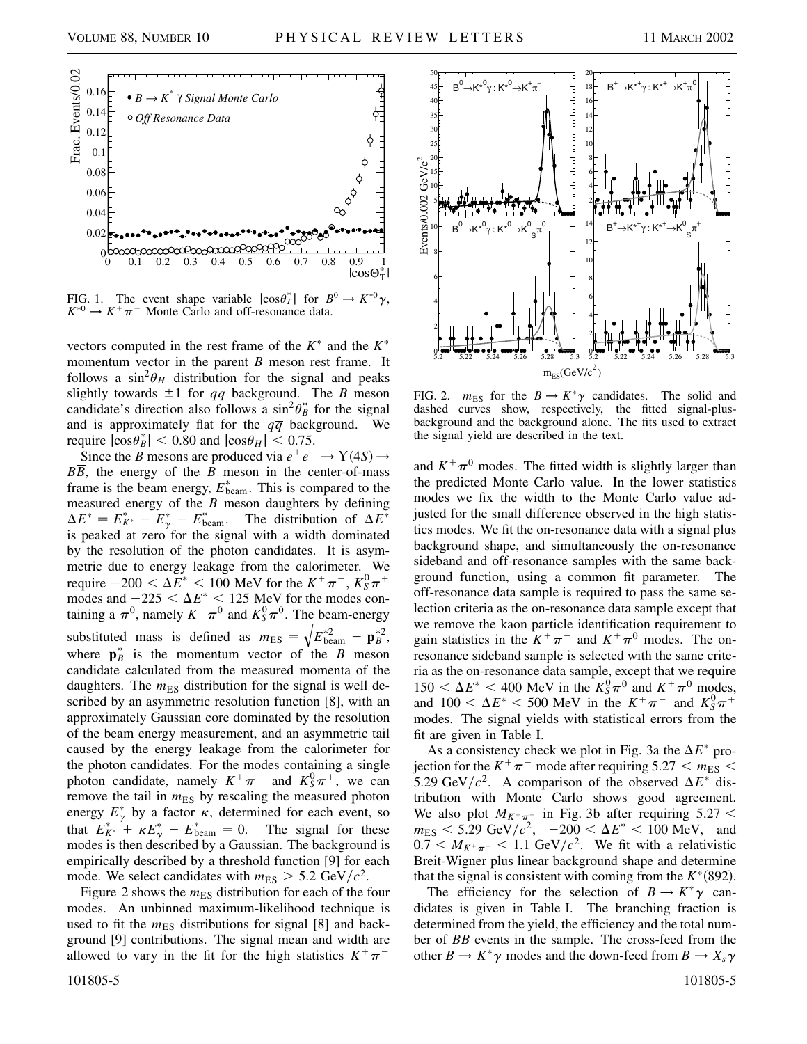FIG. 1. The event shape variable $|\cos\theta_T^*|$ for $B^0 \to K^{*0}\gamma$, $K^{*0} \to K^+\pi^-$ Monte Carlo and off-resonance data.

vectors computed in the rest frame of the $K^*$ and the $K^*$ momentum vector in the parent $B$ meson rest frame. It follows a $\sin^2\theta_H$ distribution for the signal and peaks slightly towards $\pm 1$ for $q\overline{q}$ background. The $B$ meson candidate's direction also follows a $\sin^2\theta_B^*$ for the signal and is approximately flat for the $q\overline{q}$ background. We require $|\cos\theta_B^*| < 0.80$ and $|\cos\theta_H| < 0.75$.

Since the $B$ mesons are produced via $e^+e^- \to \Upsilon(4S) \to B\overline{B}$, the energy of the $B$ meson in the center-of-mass frame is the beam energy, $E^*_{\rm beam}$. This is compared to the measured energy of the $B$ meson daughters by defining $\Delta E^* = E^*_{K^*} + E^*_\gamma - E^*_{\rm beam}$. The distribution of $\Delta E^*$ is peaked at zero for the signal with a width dominated by the resolution of the photon candidates. It is asymmetric due to energy leakage from the calorimeter. We require $-200 < \Delta E^* < 100$ MeV for the $K^+\pi^-$, $K^0_S\pi^+$ modes and $-225 < \Delta E^* < 125$ MeV for the modes containing a $\pi^0$, namely $K^+\pi^0$ and $K^0_S\pi^0$. The beam-energy substituted mass is defined as $m_{\rm ES} = \sqrt{E^{*2}_{\rm beam} - \mathbf{p}^{*2}_B}$, where $\mathbf{p}^*_B$ is the momentum vector of the $B$ meson candidate calculated from the measured momenta of the daughters. The $m_{\rm ES}$ distribution for the signal is well described by an asymmetric resolution function [8], with an approximately Gaussian core dominated by the resolution of the beam energy measurement, and an asymmetric tail caused by the energy leakage from the calorimeter for the photon candidates. For the modes containing a single photon candidate, namely $K^+\pi^-$ and $K^0_S\pi^+$, we can remove the tail in $m_{\rm ES}$ by rescaling the measured photon energy $E^*_\gamma$ by a factor $\kappa$, determined for each event, so that $E^*_{K^*} + \kappa E^*_\gamma - E^*_{\rm beam} = 0$. The signal for these modes is then described by a Gaussian. The background is empirically described by a threshold function [9] for each mode. We select candidates with $m_{\rm ES} > 5.2$ GeV$/c^2$.

Figure 2 shows the $m_{\rm ES}$ distribution for each of the four modes. An unbinned maximum-likelihood technique is used to fit the $m_{\rm ES}$ distributions for signal [8] and background [9] contributions. The signal mean and width are allowed to vary in the fit for the high statistics $K^+\pi^-$ and $K^+\pi^0$ modes. The fitted width is slightly larger than the predicted Monte Carlo value. In the lower statistics modes we fix the width to the Monte Carlo value adjusted for the small difference observed in the high statistics modes. We fit the on-resonance data with a signal plus background shape, and simultaneously the on-resonance sideband and off-resonance samples with the same background function, using a common fit parameter. The off-resonance data sample is required to pass the same selection criteria as the on-resonance data sample except that we remove the kaon particle identification requirement to gain statistics in the $K^+\pi^-$ and $K^+\pi^0$ modes. The on-resonance sideband sample is selected with the same criteria as the on-resonance data sample, except that we require $150 < \Delta E^* < 400$ MeV in the $K^0_S\pi^0$ and $K^+\pi^0$ modes, and $100 < \Delta E^* < 500$ MeV in the $K^+\pi^-$ and $K^0_S\pi^+$ modes. The signal yields with statistical errors from the fit are given in Table I.

FIG. 2. $m_{\rm ES}$ for the $B \to K^*\gamma$ candidates. The solid and dashed curves show, respectively, the fitted signal-plus-background and the background alone. The fits used to extract the signal yield are described in the text.

As a consistency check we plot in Fig. 3a the $\Delta E^*$ projection for the $K^+\pi^-$ mode after requiring $5.27 < m_{\rm ES} < 5.29$ GeV$/c^2$. A comparison of the observed $\Delta E^*$ distribution with Monte Carlo shows good agreement. We also plot $M_{K^+\pi^-}$ in Fig. 3b after requiring $5.27 < m_{\rm ES} < 5.29$ GeV$/c^2$, $-200 < \Delta E^* < 100$ MeV, and $0.7 < M_{K^+\pi^-} < 1.1$ GeV$/c^2$. We fit with a relativistic Breit-Wigner plus linear background shape and determine that the signal is consistent with coming from the $K^*(892)$.

The efficiency for the selection of $B \to K^*\gamma$ candidates is given in Table I. The branching fraction is determined from the yield, the efficiency and the total number of $B\overline{B}$ events in the sample. The cross-feed from the other $B \to K^*\gamma$ modes and the down-feed from $B \to X_s\gamma$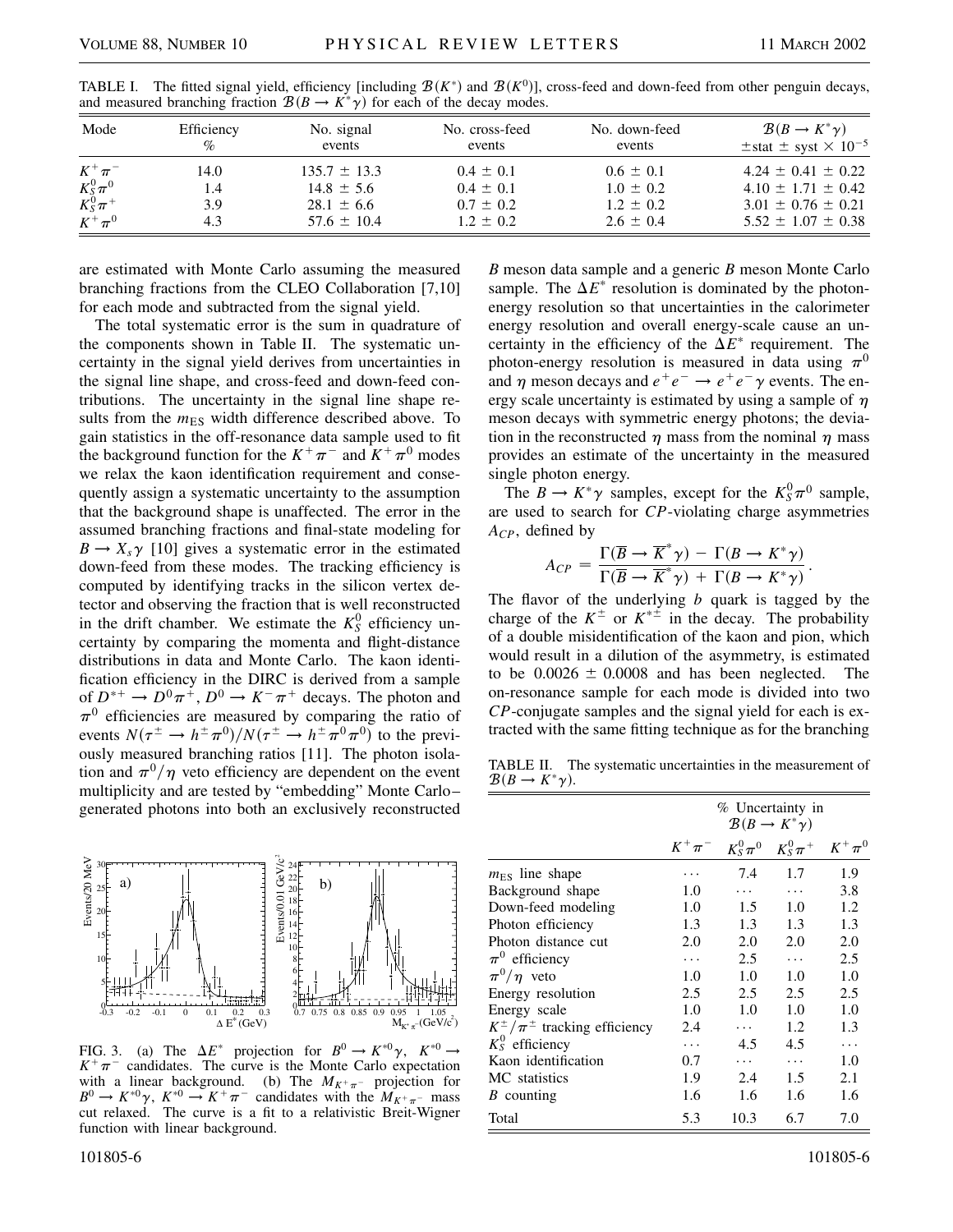TABLE I. The fitted signal yield, efficiency [including $\mathcal{B}(K^*)$ and $\mathcal{B}(K^0)$], cross-feed and down-feed from other penguin decays, and measured branching fraction $\mathcal{B}(B \to K^*\gamma)$ for each of the decay modes.

| Mode | Efficiency % | No. signal events | No. cross-feed events | No. down-feed events | $\mathcal{B}(B \to K^*\gamma)$ $\pm$stat $\pm$ syst $\times 10^{-5}$ |
|---|---|---|---|---|---|
| $K^+\pi^-$ | 14.0 | $135.7 \pm 13.3$ | $0.4 \pm 0.1$ | $0.6 \pm 0.1$ | $4.24 \pm 0.41 \pm 0.22$ |
| $K_S^0\pi^0$ | 1.4 | $14.8 \pm 5.6$ | $0.4 \pm 0.1$ | $1.0 \pm 0.2$ | $4.10 \pm 1.71 \pm 0.42$ |
| $K_S^0\pi^+$ | 3.9 | $28.1 \pm 6.6$ | $0.7 \pm 0.2$ | $1.2 \pm 0.2$ | $3.01 \pm 0.76 \pm 0.21$ |
| $K^+\pi^0$ | 4.3 | $57.6 \pm 10.4$ | $1.2 \pm 0.2$ | $2.6 \pm 0.4$ | $5.52 \pm 1.07 \pm 0.38$ |

are estimated with Monte Carlo assuming the measured branching fractions from the CLEO Collaboration [7,10] for each mode and subtracted from the signal yield.

The total systematic error is the sum in quadrature of the components shown in Table II. The systematic uncertainty in the signal yield derives from uncertainties in the signal line shape, and cross-feed and down-feed contributions. The uncertainty in the signal line shape results from the $m_{\rm ES}$ width difference described above. To gain statistics in the off-resonance data sample used to fit the background function for the $K^+\pi^-$ and $K^+\pi^0$ modes we relax the kaon identification requirement and consequently assign a systematic uncertainty to the assumption that the background shape is unaffected. The error in the assumed branching fractions and final-state modeling for $B \to X_s\gamma$ [10] gives a systematic error in the estimated down-feed from these modes. The tracking efficiency is computed by identifying tracks in the silicon vertex detector and observing the fraction that is well reconstructed in the drift chamber. We estimate the $K_S^0$ efficiency uncertainty by comparing the momenta and flight-distance distributions in data and Monte Carlo. The kaon identification efficiency in the DIRC is derived from a sample of $D^{*+} \to D^0\pi^+$, $D^0 \to K^-\pi^+$ decays. The photon and $\pi^0$ efficiencies are measured by comparing the ratio of events $N(\tau^\pm \to h^\pm\pi^0)/N(\tau^\pm \to h^\pm\pi^0\pi^0)$ to the previously measured branching ratios [11]. The photon isolation and $\pi^0/\eta$ veto efficiency are dependent on the event multiplicity and are tested by "embedding" Monte Carlo–generated photons into both an exclusively reconstructed $B$ meson data sample and a generic $B$ meson Monte Carlo sample. The $\Delta E^*$ resolution is dominated by the photon-energy resolution so that uncertainties in the calorimeter energy resolution and overall energy-scale cause an uncertainty in the efficiency of the $\Delta E^*$ requirement. The photon-energy resolution is measured in data using $\pi^0$ and $\eta$ meson decays and $e^+e^- \to e^+e^-\gamma$ events. The energy scale uncertainty is estimated by using a sample of $\eta$ meson decays with symmetric energy photons; the deviation in the reconstructed $\eta$ mass from the nominal $\eta$ mass provides an estimate of the uncertainty in the measured single photon energy.

FIG. 3. (a) The $\Delta E^*$ projection for $B^0 \to K^{*0}\gamma$, $K^{*0} \to K^+\pi^-$ candidates. The curve is the Monte Carlo expectation with a linear background. (b) The $M_{K^+\pi^-}$ projection for $B^0 \to K^{*0}\gamma$, $K^{*0} \to K^+\pi^-$ candidates with the $M_{K^+\pi^-}$ mass cut relaxed. The curve is a fit to a relativistic Breit-Wigner function with linear background.

The $B \to K^*\gamma$ samples, except for the $K_S^0\pi^0$ sample, are used to search for $CP$-violating charge asymmetries $A_{CP}$, defined by

$$A_{CP} = \frac{\Gamma(\overline{B} \to \overline{K}^*\gamma) - \Gamma(B \to K^*\gamma)}{\Gamma(\overline{B} \to \overline{K}^*\gamma) + \Gamma(B \to K^*\gamma)}.$$

The flavor of the underlying $b$ quark is tagged by the charge of the $K^\pm$ or $K^{*\pm}$ in the decay. The probability of a double misidentification of the kaon and pion, which would result in a dilution of the asymmetry, is estimated to be $0.0026 \pm 0.0008$ and has been neglected. The on-resonance sample for each mode is divided into two $CP$-conjugate samples and the signal yield for each is extracted with the same fitting technique as for the branching

TABLE II. The systematic uncertainties in the measurement of $\mathcal{B}(B \to K^*\gamma)$.

| | % Uncertainty in $\mathcal{B}(B \to K^*\gamma)$ | | | |
|---|---|---|---|---|
| | $K^+\pi^-$ | $K_S^0\pi^0$ | $K_S^0\pi^+$ | $K^+\pi^0$ |
| $m_{\rm ES}$ line shape | $\cdots$ | 7.4 | 1.7 | 1.9 |
| Background shape | 1.0 | $\cdots$ | $\cdots$ | 3.8 |
| Down-feed modeling | 1.0 | 1.5 | 1.0 | 1.2 |
| Photon efficiency | 1.3 | 1.3 | 1.3 | 1.3 |
| Photon distance cut | 2.0 | 2.0 | 2.0 | 2.0 |
| $\pi^0$ efficiency | $\cdots$ | 2.5 | $\cdots$ | 2.5 |
| $\pi^0/\eta$ veto | 1.0 | 1.0 | 1.0 | 1.0 |
| Energy resolution | 2.5 | 2.5 | 2.5 | 2.5 |
| Energy scale | 1.0 | 1.0 | 1.0 | 1.0 |
| $K^\pm/\pi^\pm$ tracking efficiency | 2.4 | $\cdots$ | 1.2 | 1.3 |
| $K_S^0$ efficiency | $\cdots$ | 4.5 | 4.5 | $\cdots$ |
| Kaon identification | 0.7 | $\cdots$ | $\cdots$ | 1.0 |
| MC statistics | 1.9 | 2.4 | 1.5 | 2.1 |
| $B$ counting | 1.6 | 1.6 | 1.6 | 1.6 |
| Total | 5.3 | 10.3 | 6.7 | 7.0 |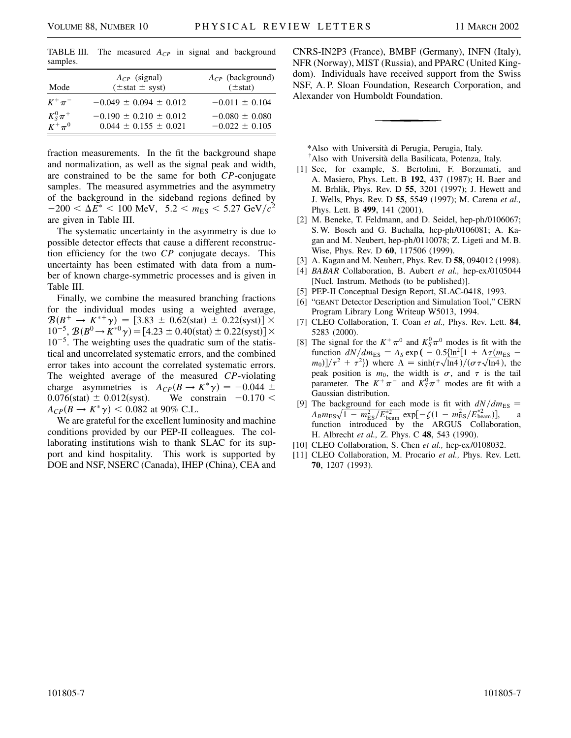TABLE III. The measured $A_{CP}$ in signal and background samples.

| Mode | $A_{CP}$ (signal) ($\pm$stat $\pm$ syst) | $A_{CP}$ (background) ($\pm$stat) |
|---|---|---|
| $K^+\pi^-$ | $-0.049 \pm 0.094 \pm 0.012$ | $-0.011 \pm 0.104$ |
| $K_S^0\pi^+$ | $-0.190 \pm 0.210 \pm 0.012$ | $-0.080 \pm 0.080$ |
| $K^+\pi^0$ | $0.044 \pm 0.155 \pm 0.021$ | $-0.022 \pm 0.105$ |

fraction measurements. In the fit the background shape and normalization, as well as the signal peak and width, are constrained to be the same for both *CP*-conjugate samples. The measured asymmetries and the asymmetry of the background in the sideband regions defined by $-200 < \Delta E^* < 100$ MeV, $5.2 < m_{\rm ES} < 5.27$ GeV$/c^2$ are given in Table III.

The systematic uncertainty in the asymmetry is due to possible detector effects that cause a different reconstruction efficiency for the two *CP* conjugate decays. This uncertainty has been estimated with data from a number of known charge-symmetric processes and is given in Table III.

Finally, we combine the measured branching fractions for the individual modes using a weighted average, $\mathcal{B}(B^+ \to K^{*+}\gamma) = [3.83 \pm 0.62(\text{stat}) \pm 0.22(\text{syst})] \times 10^{-5}$, $\mathcal{B}(B^0 \to K^{*0}\gamma) = [4.23 \pm 0.40(\text{stat}) \pm 0.22(\text{syst})] \times 10^{-5}$. The weighting uses the quadratic sum of the statistical and uncorrelated systematic errors, and the combined error takes into account the correlated systematic errors. The weighted average of the measured *CP*-violating charge asymmetries is $A_{CP}(B \to K^*\gamma) = -0.044 \pm 0.076(\text{stat}) \pm 0.012(\text{syst})$. We constrain $-0.170 < A_{CP}(B \to K^*\gamma) < 0.082$ at 90% C.L.

We are grateful for the excellent luminosity and machine conditions provided by our PEP-II colleagues. The collaborating institutions wish to thank SLAC for its support and kind hospitality. This work is supported by DOE and NSF, NSERC (Canada), IHEP (China), CEA and CNRS-IN2P3 (France), BMBF (Germany), INFN (Italy), NFR (Norway), MIST (Russia), and PPARC (United Kingdom). Individuals have received support from the Swiss NSF, A. P. Sloan Foundation, Research Corporation, and Alexander von Humboldt Foundation.

---

*Also with Università di Perugia, Perugia, Italy.

†Also with Università della Basilicata, Potenza, Italy.

[1] See, for example, S. Bertolini, F. Borzumati, and A. Masiero, Phys. Lett. B **192**, 437 (1987); H. Baer and M. Brhlik, Phys. Rev. D **55**, 3201 (1997); J. Hewett and J. Wells, Phys. Rev. D **55**, 5549 (1997); M. Carena *et al.,* Phys. Lett. B **499**, 141 (2001).

[2] M. Beneke, T. Feldmann, and D. Seidel, hep-ph/0106067; S.W. Bosch and G. Buchalla, hep-ph/0106081; A. Kagan and M. Neubert, hep-ph/0110078; Z. Ligeti and M. B. Wise, Phys. Rev. D **60**, 117506 (1999).

[3] A. Kagan and M. Neubert, Phys. Rev. D **58**, 094012 (1998).

[4] *BABAR* Collaboration, B. Aubert *et al.,* hep-ex/0105044 [Nucl. Instrum. Methods (to be published)].

[5] PEP-II Conceptual Design Report, SLAC-0418, 1993.

[6] "GEANT Detector Description and Simulation Tool," CERN Program Library Long Writeup W5013, 1994.

[7] CLEO Collaboration, T. Coan *et al.,* Phys. Rev. Lett. **84**, 5283 (2000).

[8] The signal for the $K^+\pi^0$ and $K_S^0\pi^0$ modes is fit with the function $dN/dm_{\rm ES} = A_S \exp(-0.5\{\ln^2[1 + \Lambda\tau(m_{\rm ES} - m_0)]/\tau^2 + \tau^2\})$ where $\Lambda = \sinh(\tau\sqrt{\ln 4})/(\sigma\tau\sqrt{\ln 4})$, the peak position is $m_0$, the width is $\sigma$, and $\tau$ is the tail parameter. The $K^+\pi^-$ and $K_S^0\pi^+$ modes are fit with a Gaussian distribution.

[9] The background for each mode is fit with $dN/dm_{\rm ES} = A_B m_{\rm ES}\sqrt{1 - m_{\rm ES}^2/E_{\rm beam}^{*2}} \exp[-\zeta(1 - m_{\rm ES}^2/E_{\rm beam}^{*2})]$, a function introduced by the ARGUS Collaboration, H. Albrecht *et al.,* Z. Phys. C **48**, 543 (1990).

[10] CLEO Collaboration, S. Chen *et al.,* hep-ex/0108032.

[11] CLEO Collaboration, M. Procario *et al.,* Phys. Rev. Lett. **70**, 1207 (1993).